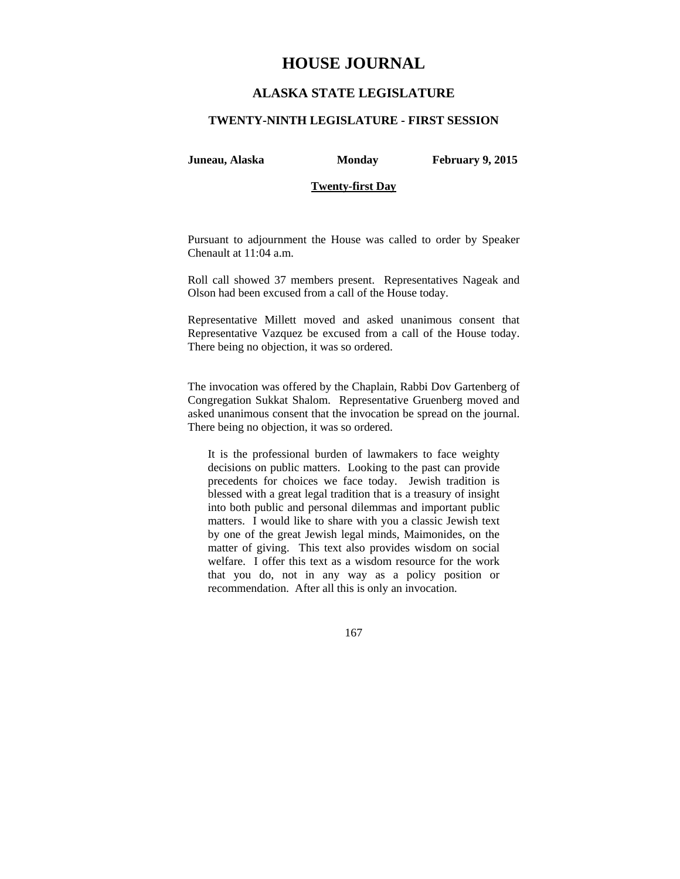# HOUSE JOURNAL

## ALASKA STATE LEGISLATURE

### TWENTY-NINTH LEGISLATURE - FIRST SESSION

**Juneau, Alaska** **Monday** **February 9, 2015**

**Twenty-first Day**

Pursuant to adjournment the House was called to order by Speaker Chenault at 11:04 a.m.

Roll call showed 37 members present. Representatives Nageak and Olson had been excused from a call of the House today.

Representative Millett moved and asked unanimous consent that Representative Vazquez be excused from a call of the House today. There being no objection, it was so ordered.

The invocation was offered by the Chaplain, Rabbi Dov Gartenberg of Congregation Sukkat Shalom. Representative Gruenberg moved and asked unanimous consent that the invocation be spread on the journal. There being no objection, it was so ordered.

> It is the professional burden of lawmakers to face weighty decisions on public matters. Looking to the past can provide precedents for choices we face today. Jewish tradition is blessed with a great legal tradition that is a treasury of insight into both public and personal dilemmas and important public matters. I would like to share with you a classic Jewish text by one of the great Jewish legal minds, Maimonides, on the matter of giving. This text also provides wisdom on social welfare. I offer this text as a wisdom resource for the work that you do, not in any way as a policy position or recommendation. After all this is only an invocation.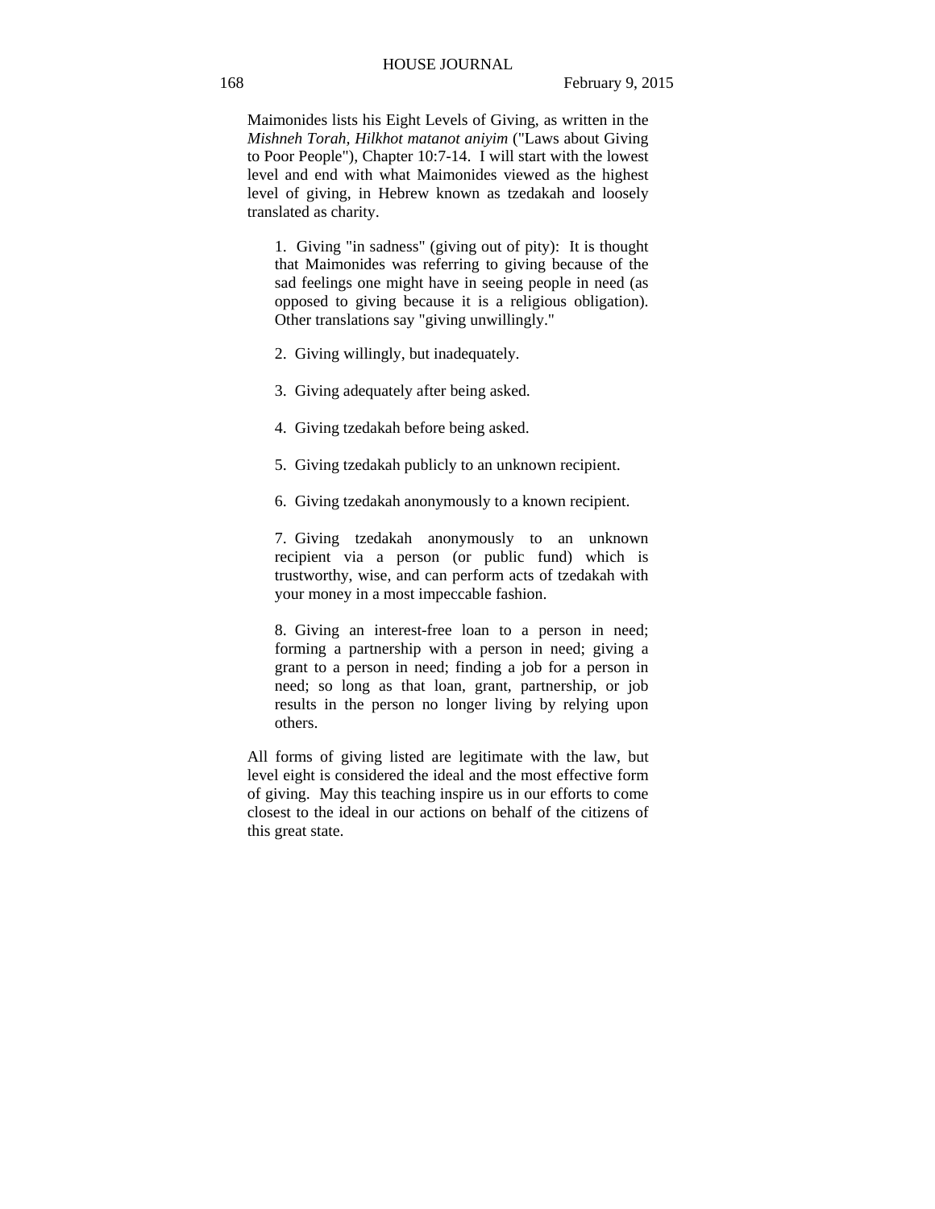Maimonides lists his Eight Levels of Giving, as written in the *Mishneh Torah, Hilkhot matanot aniyim* ("Laws about Giving to Poor People"), Chapter 10:7-14. I will start with the lowest level and end with what Maimonides viewed as the highest level of giving, in Hebrew known as tzedakah and loosely translated as charity.

1. Giving "in sadness" (giving out of pity): It is thought that Maimonides was referring to giving because of the sad feelings one might have in seeing people in need (as opposed to giving because it is a religious obligation). Other translations say "giving unwillingly."

2. Giving willingly, but inadequately.

3. Giving adequately after being asked.

4. Giving tzedakah before being asked.

5. Giving tzedakah publicly to an unknown recipient.

6. Giving tzedakah anonymously to a known recipient.

7. Giving tzedakah anonymously to an unknown recipient via a person (or public fund) which is trustworthy, wise, and can perform acts of tzedakah with your money in a most impeccable fashion.

8. Giving an interest-free loan to a person in need; forming a partnership with a person in need; giving a grant to a person in need; finding a job for a person in need; so long as that loan, grant, partnership, or job results in the person no longer living by relying upon others.

All forms of giving listed are legitimate with the law, but level eight is considered the ideal and the most effective form of giving. May this teaching inspire us in our efforts to come closest to the ideal in our actions on behalf of the citizens of this great state.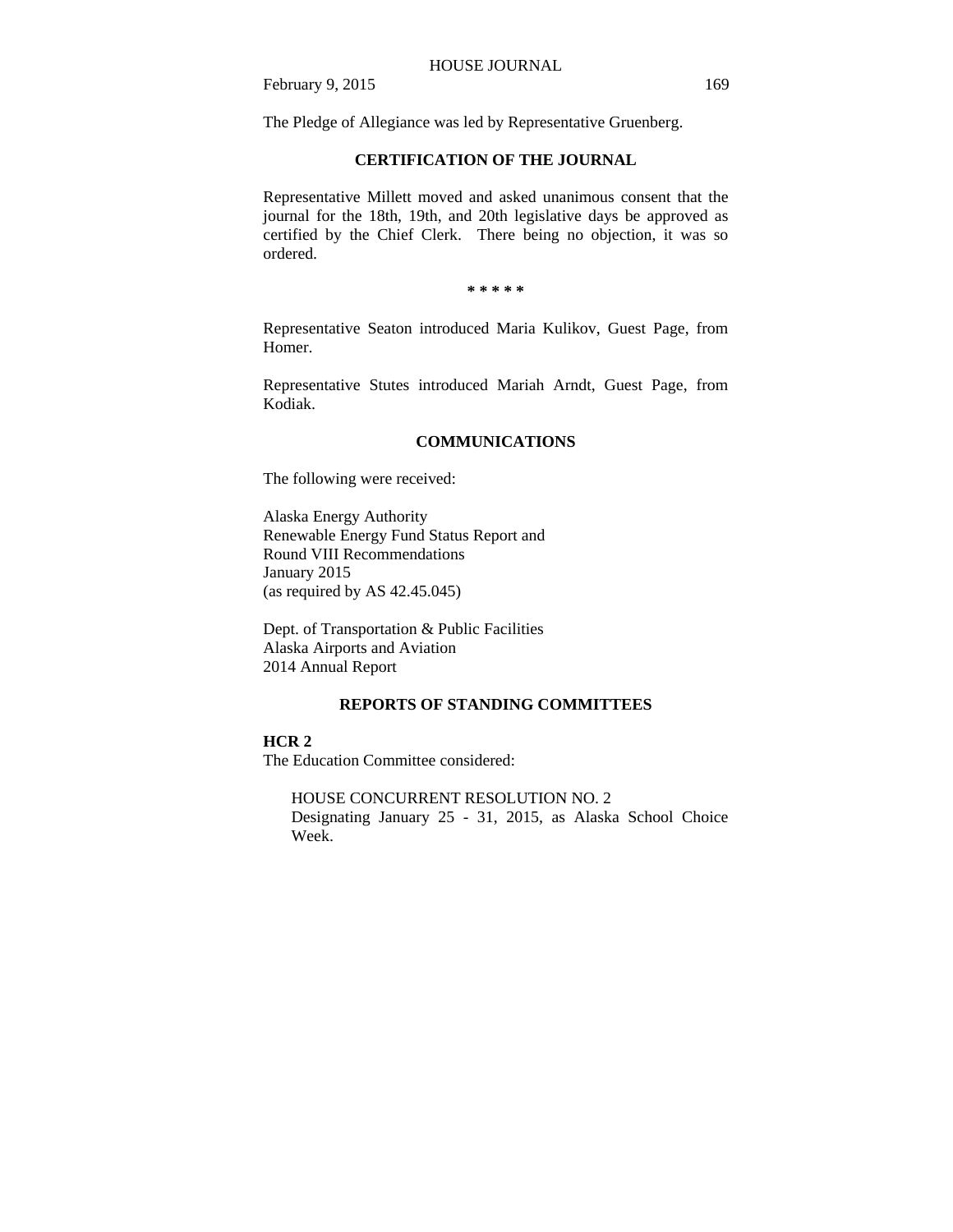The Pledge of Allegiance was led by Representative Gruenberg.

## CERTIFICATION OF THE JOURNAL

Representative Millett moved and asked unanimous consent that the journal for the 18th, 19th, and 20th legislative days be approved as certified by the Chief Clerk. There being no objection, it was so ordered.

\* \* \* \* \*

Representative Seaton introduced Maria Kulikov, Guest Page, from Homer.

Representative Stutes introduced Mariah Arndt, Guest Page, from Kodiak.

## COMMUNICATIONS

The following were received:

Alaska Energy Authority
Renewable Energy Fund Status Report and
Round VIII Recommendations
January 2015
(as required by AS 42.45.045)

Dept. of Transportation & Public Facilities
Alaska Airports and Aviation
2014 Annual Report

## REPORTS OF STANDING COMMITTEES

**HCR 2**
The Education Committee considered:

HOUSE CONCURRENT RESOLUTION NO. 2
Designating January 25 - 31, 2015, as Alaska School Choice Week.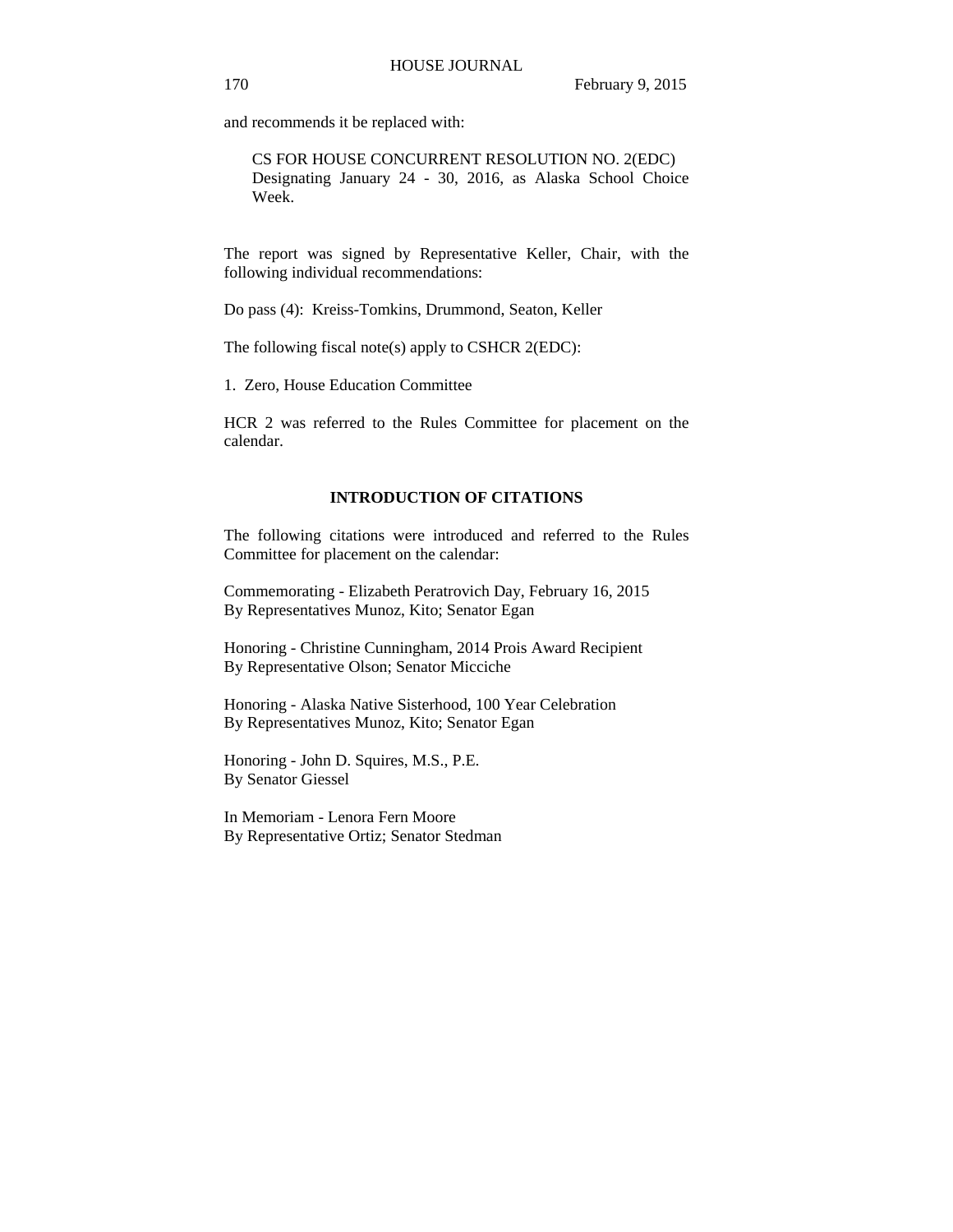and recommends it be replaced with:

> CS FOR HOUSE CONCURRENT RESOLUTION NO. 2(EDC)
> Designating January 24 - 30, 2016, as Alaska School Choice Week.

The report was signed by Representative Keller, Chair, with the following individual recommendations:

Do pass (4): Kreiss-Tomkins, Drummond, Seaton, Keller

The following fiscal note(s) apply to CSHCR 2(EDC):

1. Zero, House Education Committee

HCR 2 was referred to the Rules Committee for placement on the calendar.

## INTRODUCTION OF CITATIONS

The following citations were introduced and referred to the Rules Committee for placement on the calendar:

Commemorating - Elizabeth Peratrovich Day, February 16, 2015
By Representatives Munoz, Kito; Senator Egan

Honoring - Christine Cunningham, 2014 Prois Award Recipient
By Representative Olson; Senator Micciche

Honoring - Alaska Native Sisterhood, 100 Year Celebration
By Representatives Munoz, Kito; Senator Egan

Honoring - John D. Squires, M.S., P.E.
By Senator Giessel

In Memoriam - Lenora Fern Moore
By Representative Ortiz; Senator Stedman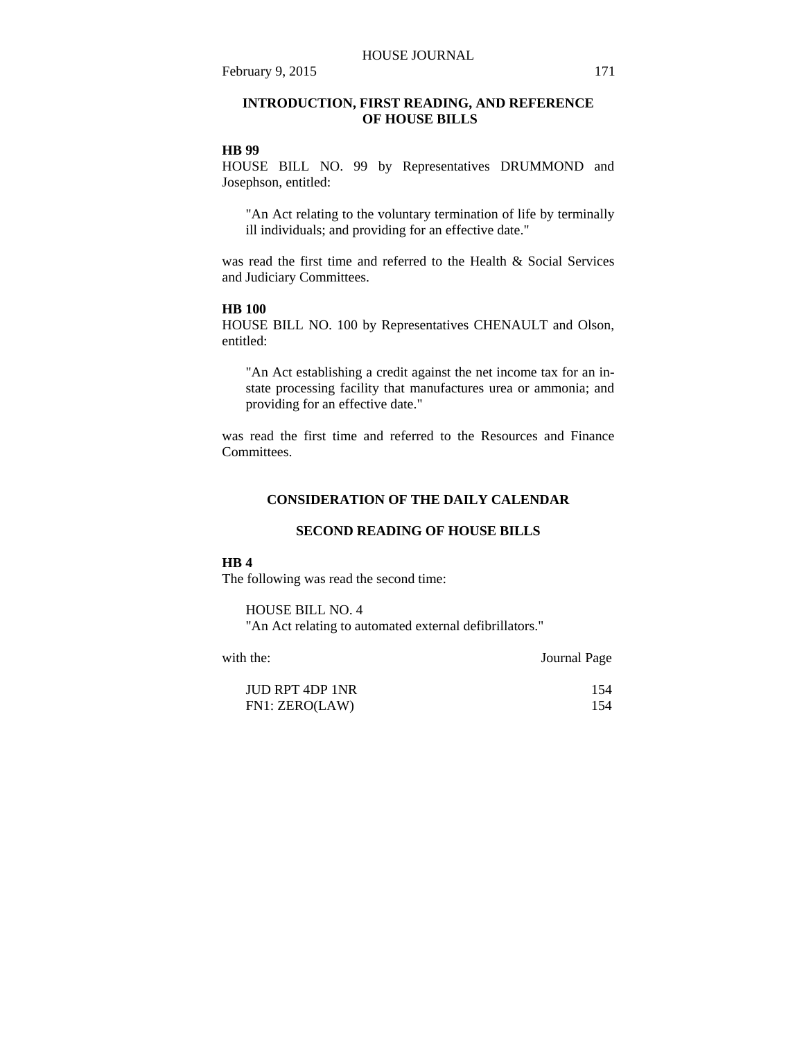## INTRODUCTION, FIRST READING, AND REFERENCE OF HOUSE BILLS

**HB 99**

HOUSE BILL NO. 99 by Representatives DRUMMOND and Josephson, entitled:

> "An Act relating to the voluntary termination of life by terminally ill individuals; and providing for an effective date."

was read the first time and referred to the Health & Social Services and Judiciary Committees.

**HB 100**

HOUSE BILL NO. 100 by Representatives CHENAULT and Olson, entitled:

> "An Act establishing a credit against the net income tax for an in-state processing facility that manufactures urea or ammonia; and providing for an effective date."

was read the first time and referred to the Resources and Finance Committees.

## CONSIDERATION OF THE DAILY CALENDAR

## SECOND READING OF HOUSE BILLS

**HB 4**

The following was read the second time:

> HOUSE BILL NO. 4
> "An Act relating to automated external defibrillators."

| with the: | Journal Page |
|---|---|
| JUD RPT 4DP 1NR | 154 |
| FN1: ZERO(LAW) | 154 |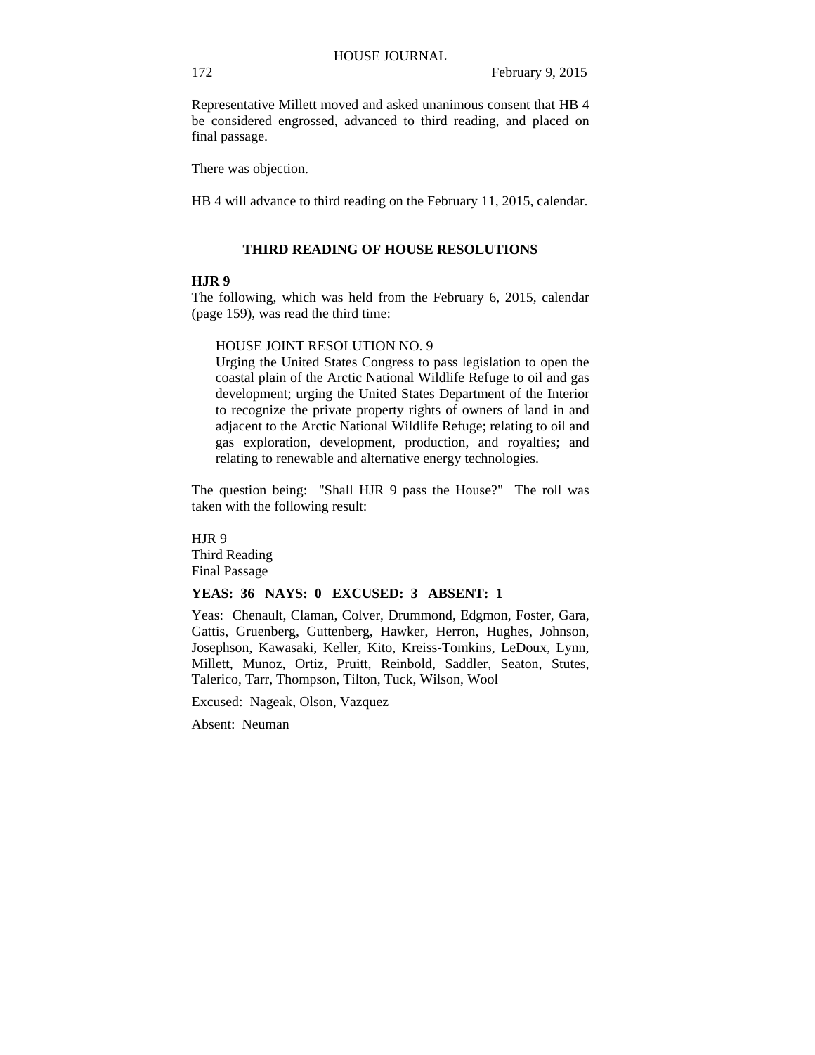Representative Millett moved and asked unanimous consent that HB 4 be considered engrossed, advanced to third reading, and placed on final passage.

There was objection.

HB 4 will advance to third reading on the February 11, 2015, calendar.

## THIRD READING OF HOUSE RESOLUTIONS

**HJR 9**

The following, which was held from the February 6, 2015, calendar (page 159), was read the third time:

> HOUSE JOINT RESOLUTION NO. 9
> Urging the United States Congress to pass legislation to open the coastal plain of the Arctic National Wildlife Refuge to oil and gas development; urging the United States Department of the Interior to recognize the private property rights of owners of land in and adjacent to the Arctic National Wildlife Refuge; relating to oil and gas exploration, development, production, and royalties; and relating to renewable and alternative energy technologies.

The question being: "Shall HJR 9 pass the House?" The roll was taken with the following result:

HJR 9
Third Reading
Final Passage

**YEAS: 36 NAYS: 0 EXCUSED: 3 ABSENT: 1**

Yeas: Chenault, Claman, Colver, Drummond, Edgmon, Foster, Gara, Gattis, Gruenberg, Guttenberg, Hawker, Herron, Hughes, Johnson, Josephson, Kawasaki, Keller, Kito, Kreiss-Tomkins, LeDoux, Lynn, Millett, Munoz, Ortiz, Pruitt, Reinbold, Saddler, Seaton, Stutes, Talerico, Tarr, Thompson, Tilton, Tuck, Wilson, Wool

Excused: Nageak, Olson, Vazquez

Absent: Neuman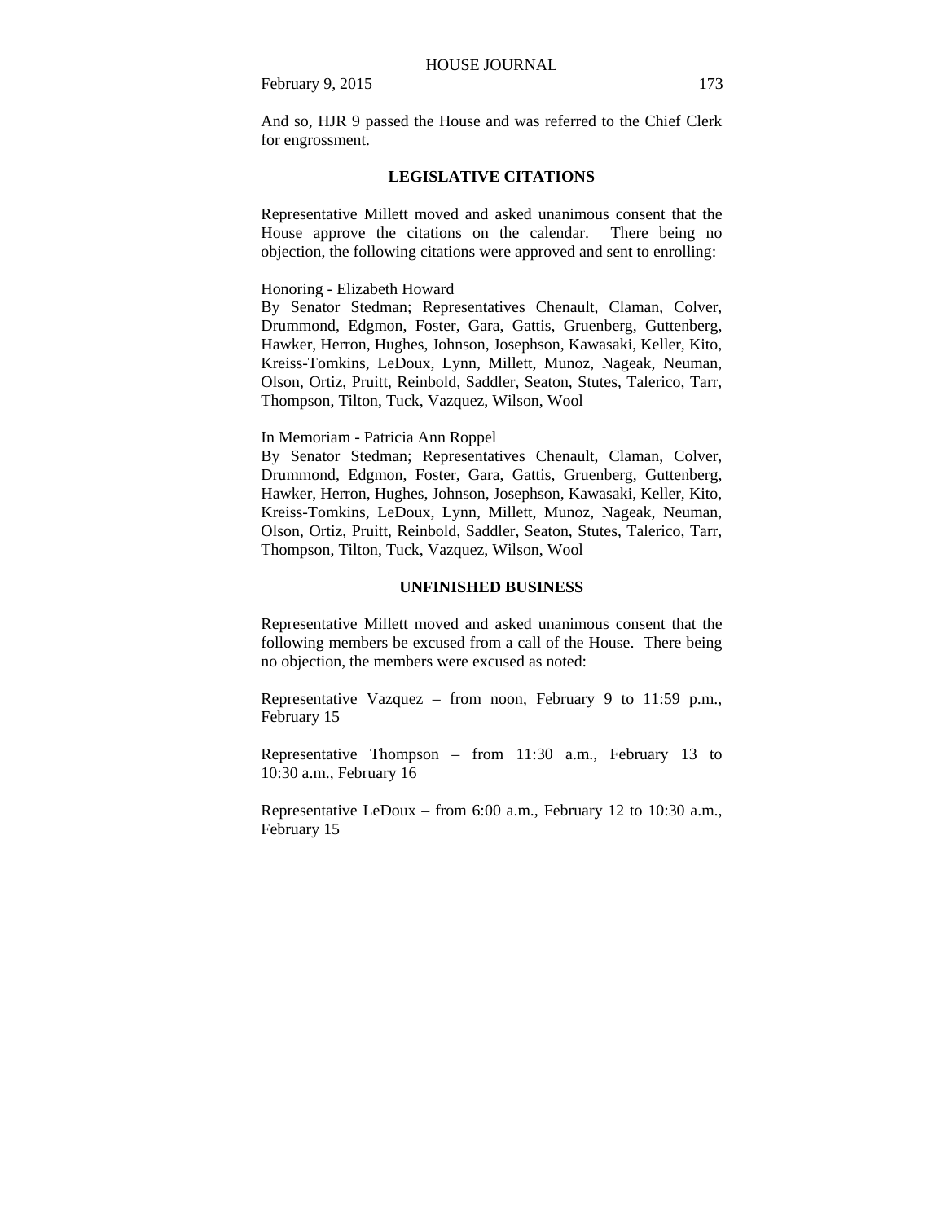And so, HJR 9 passed the House and was referred to the Chief Clerk for engrossment.

## LEGISLATIVE CITATIONS

Representative Millett moved and asked unanimous consent that the House approve the citations on the calendar. There being no objection, the following citations were approved and sent to enrolling:

Honoring - Elizabeth Howard
By Senator Stedman; Representatives Chenault, Claman, Colver, Drummond, Edgmon, Foster, Gara, Gattis, Gruenberg, Guttenberg, Hawker, Herron, Hughes, Johnson, Josephson, Kawasaki, Keller, Kito, Kreiss-Tomkins, LeDoux, Lynn, Millett, Munoz, Nageak, Neuman, Olson, Ortiz, Pruitt, Reinbold, Saddler, Seaton, Stutes, Talerico, Tarr, Thompson, Tilton, Tuck, Vazquez, Wilson, Wool

In Memoriam - Patricia Ann Roppel
By Senator Stedman; Representatives Chenault, Claman, Colver, Drummond, Edgmon, Foster, Gara, Gattis, Gruenberg, Guttenberg, Hawker, Herron, Hughes, Johnson, Josephson, Kawasaki, Keller, Kito, Kreiss-Tomkins, LeDoux, Lynn, Millett, Munoz, Nageak, Neuman, Olson, Ortiz, Pruitt, Reinbold, Saddler, Seaton, Stutes, Talerico, Tarr, Thompson, Tilton, Tuck, Vazquez, Wilson, Wool

## UNFINISHED BUSINESS

Representative Millett moved and asked unanimous consent that the following members be excused from a call of the House. There being no objection, the members were excused as noted:

Representative Vazquez – from noon, February 9 to 11:59 p.m., February 15

Representative Thompson – from 11:30 a.m., February 13 to 10:30 a.m., February 16

Representative LeDoux – from 6:00 a.m., February 12 to 10:30 a.m., February 15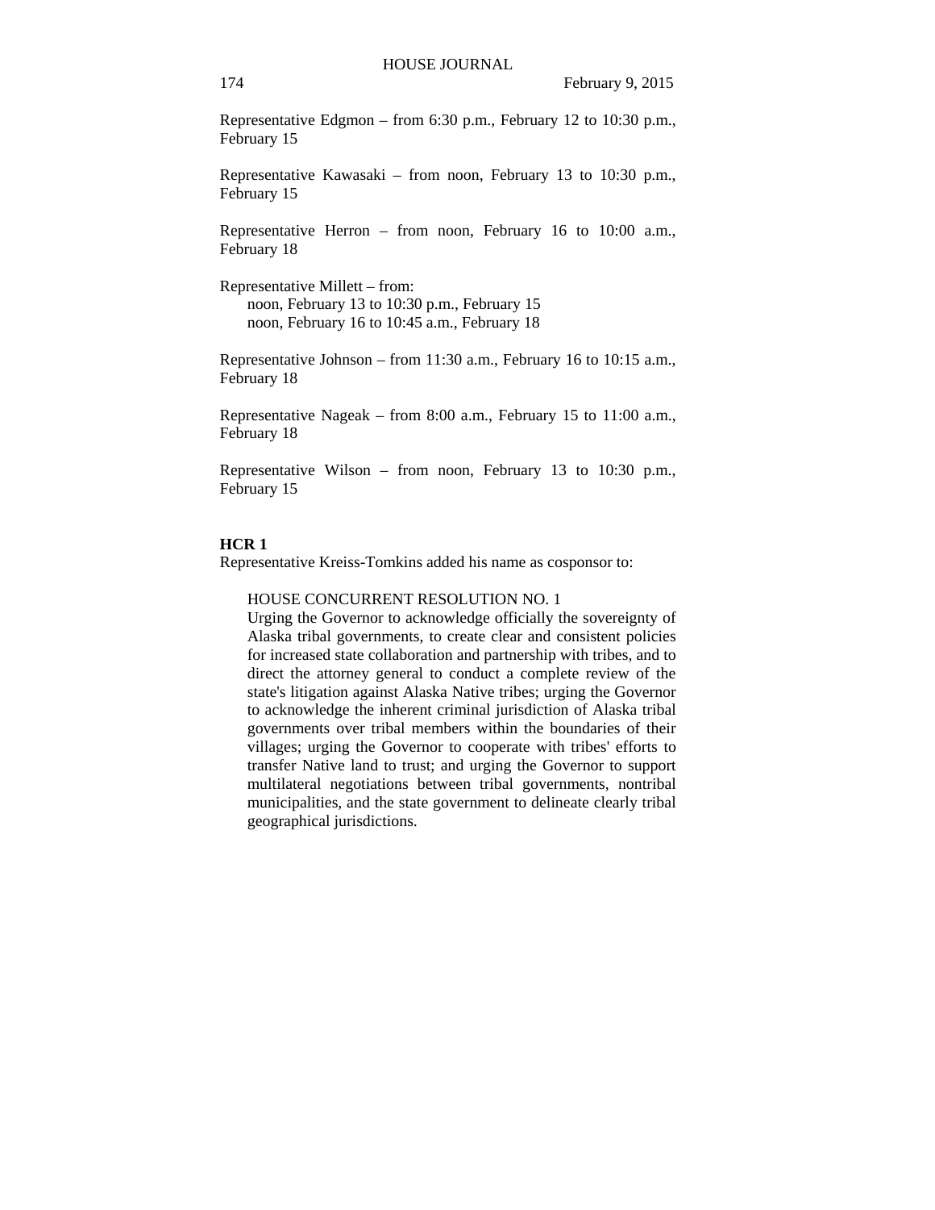Representative Edgmon – from 6:30 p.m., February 12 to 10:30 p.m., February 15

Representative Kawasaki – from noon, February 13 to 10:30 p.m., February 15

Representative Herron – from noon, February 16 to 10:00 a.m., February 18

Representative Millett – from:
    noon, February 13 to 10:30 p.m., February 15
    noon, February 16 to 10:45 a.m., February 18

Representative Johnson – from 11:30 a.m., February 16 to 10:15 a.m., February 18

Representative Nageak – from 8:00 a.m., February 15 to 11:00 a.m., February 18

Representative Wilson – from noon, February 13 to 10:30 p.m., February 15

**HCR 1**
Representative Kreiss-Tomkins added his name as cosponsor to:

HOUSE CONCURRENT RESOLUTION NO. 1
Urging the Governor to acknowledge officially the sovereignty of Alaska tribal governments, to create clear and consistent policies for increased state collaboration and partnership with tribes, and to direct the attorney general to conduct a complete review of the state's litigation against Alaska Native tribes; urging the Governor to acknowledge the inherent criminal jurisdiction of Alaska tribal governments over tribal members within the boundaries of their villages; urging the Governor to cooperate with tribes' efforts to transfer Native land to trust; and urging the Governor to support multilateral negotiations between tribal governments, nontribal municipalities, and the state government to delineate clearly tribal geographical jurisdictions.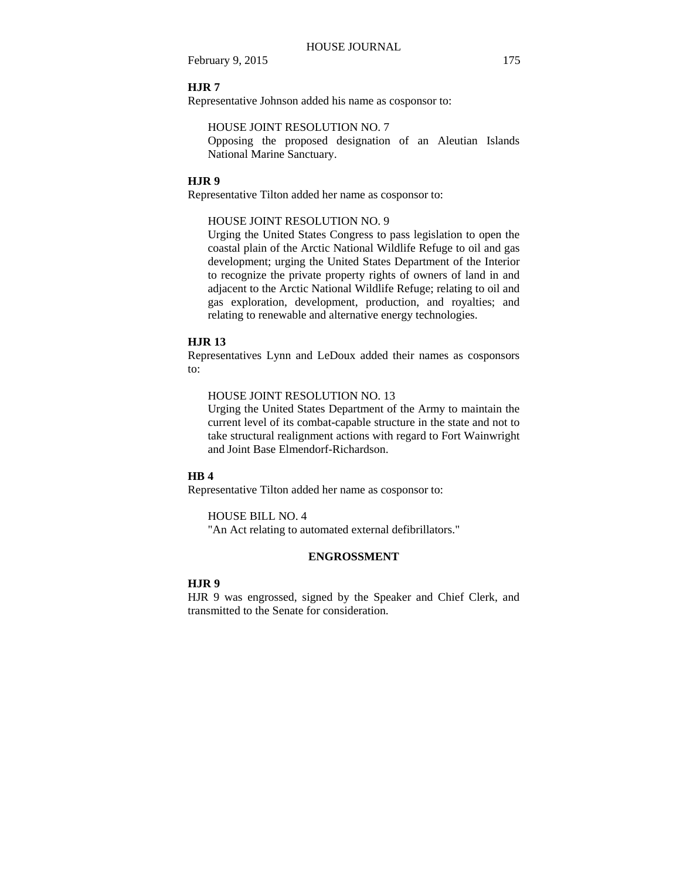**HJR 7**

Representative Johnson added his name as cosponsor to:

HOUSE JOINT RESOLUTION NO. 7
Opposing the proposed designation of an Aleutian Islands National Marine Sanctuary.

**HJR 9**

Representative Tilton added her name as cosponsor to:

HOUSE JOINT RESOLUTION NO. 9
Urging the United States Congress to pass legislation to open the coastal plain of the Arctic National Wildlife Refuge to oil and gas development; urging the United States Department of the Interior to recognize the private property rights of owners of land in and adjacent to the Arctic National Wildlife Refuge; relating to oil and gas exploration, development, production, and royalties; and relating to renewable and alternative energy technologies.

**HJR 13**

Representatives Lynn and LeDoux added their names as cosponsors to:

HOUSE JOINT RESOLUTION NO. 13
Urging the United States Department of the Army to maintain the current level of its combat-capable structure in the state and not to take structural realignment actions with regard to Fort Wainwright and Joint Base Elmendorf-Richardson.

**HB 4**

Representative Tilton added her name as cosponsor to:

HOUSE BILL NO. 4
"An Act relating to automated external defibrillators."

**ENGROSSMENT**

**HJR 9**

HJR 9 was engrossed, signed by the Speaker and Chief Clerk, and transmitted to the Senate for consideration.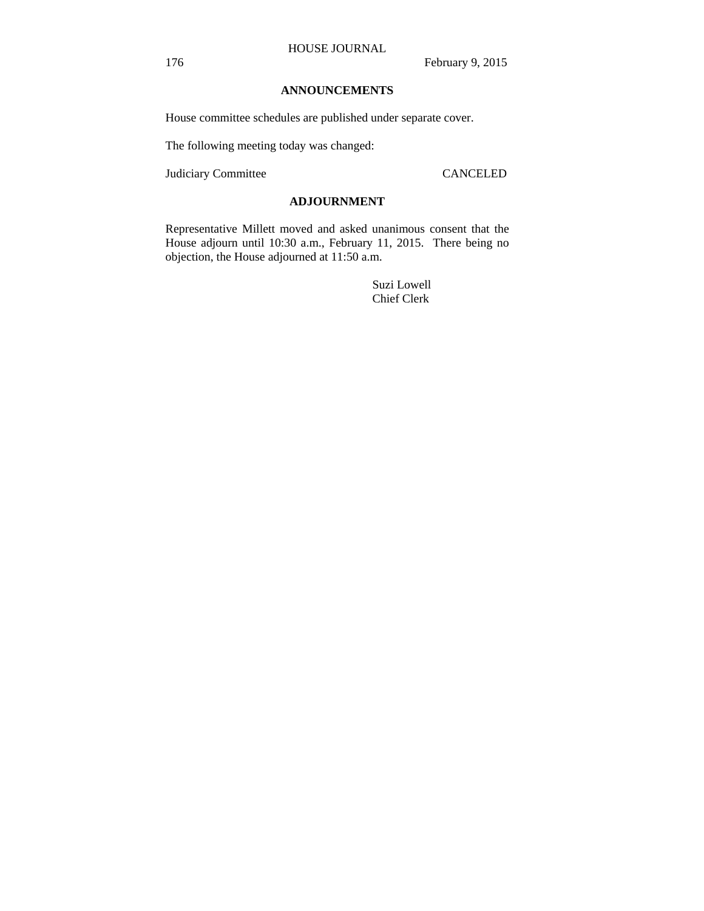## ANNOUNCEMENTS

House committee schedules are published under separate cover.

The following meeting today was changed:

| | |
|---|---|
| Judiciary Committee | CANCELED |

## ADJOURNMENT

Representative Millett moved and asked unanimous consent that the House adjourn until 10:30 a.m., February 11, 2015. There being no objection, the House adjourned at 11:50 a.m.

Suzi Lowell
Chief Clerk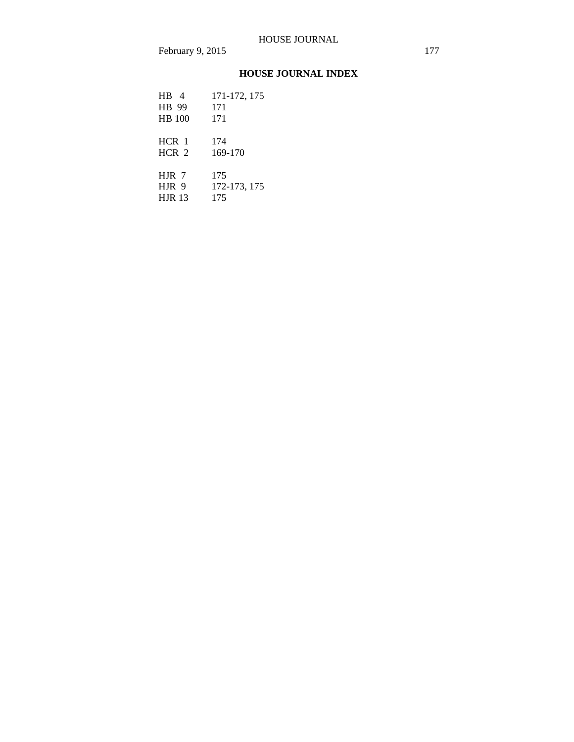## HOUSE JOURNAL INDEX

| | |
|---|---|
| HB 4 | 171-172, 175 |
| HB 99 | 171 |
| HB 100 | 171 |
| | |
| HCR 1 | 174 |
| HCR 2 | 169-170 |
| | |
| HJR 7 | 175 |
| HJR 9 | 172-173, 175 |
| HJR 13 | 175 |